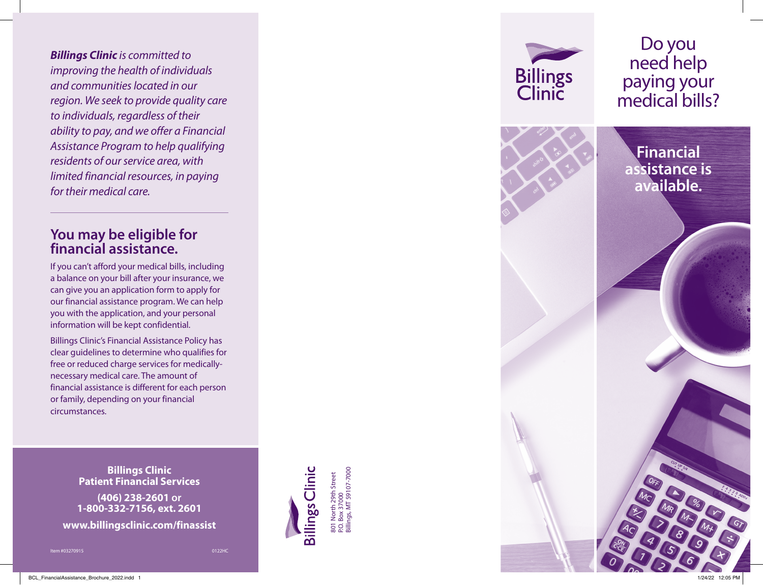***Billings Clinic** is committed to improving the health of individuals and communities located in our region. We seek to provide quality care to individuals, regardless of their ability to pay, and we offer a Financial Assistance Program to help qualifying residents of our service area, with limited financial resources, in paying for their medical care.*

## You may be eligible for financial assistance.

If you can't afford your medical bills, including a balance on your bill after your insurance, we can give you an application form to apply for our financial assistance program. We can help you with the application, and your personal information will be kept confidential.

Billings Clinic's Financial Assistance Policy has clear guidelines to determine who qualifies for free or reduced charge services for medically-necessary medical care. The amount of financial assistance is different for each person or family, depending on your financial circumstances.

**Billings Clinic**
**Patient Financial Services**

**(406) 238-2601** or
**1-800-332-7156, ext. 2601**

**www.billingsclinic.com/finassist**

Item #03270915 0122HC

Billings Clinic
801 North 29th Street
P.O. Box 37000
Billings, MT 59107-7000

Billings Clinic

# Do you need help paying your medical bills?

**Financial assistance is available.**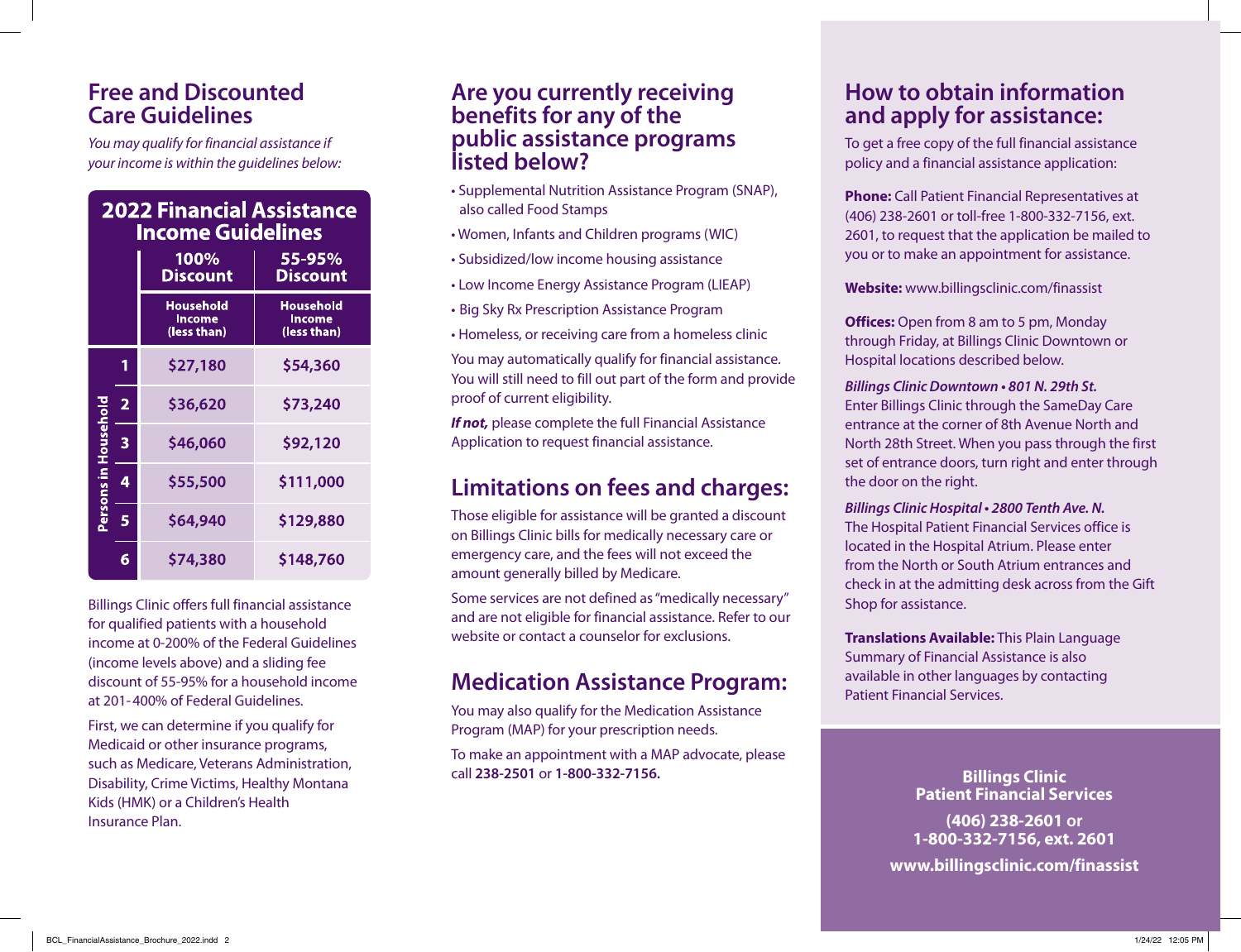## Free and Discounted Care Guidelines

*You may qualify for financial assistance if your income is within the guidelines below:*

**2022 Financial Assistance Income Guidelines**

| Persons in Household | 100% Discount Household Income (less than) | 55-95% Discount Household Income (less than) |
|---|---|---|
| 1 | $27,180 | $54,360 |
| 2 | $36,620 | $73,240 |
| 3 | $46,060 | $92,120 |
| 4 | $55,500 | $111,000 |
| 5 | $64,940 | $129,880 |
| 6 | $74,380 | $148,760 |

Billings Clinic offers full financial assistance for qualified patients with a household income at 0-200% of the Federal Guidelines (income levels above) and a sliding fee discount of 55-95% for a household income at 201-400% of Federal Guidelines.

First, we can determine if you qualify for Medicaid or other insurance programs, such as Medicare, Veterans Administration, Disability, Crime Victims, Healthy Montana Kids (HMK) or a Children's Health Insurance Plan.

## Are you currently receiving benefits for any of the public assistance programs listed below?

- Supplemental Nutrition Assistance Program (SNAP), also called Food Stamps
- Women, Infants and Children programs (WIC)
- Subsidized/low income housing assistance
- Low Income Energy Assistance Program (LIEAP)
- Big Sky Rx Prescription Assistance Program
- Homeless, or receiving care from a homeless clinic

You may automatically qualify for financial assistance. You will still need to fill out part of the form and provide proof of current eligibility.

***If not,*** please complete the full Financial Assistance Application to request financial assistance.

## Limitations on fees and charges:

Those eligible for assistance will be granted a discount on Billings Clinic bills for medically necessary care or emergency care, and the fees will not exceed the amount generally billed by Medicare.

Some services are not defined as "medically necessary" and are not eligible for financial assistance. Refer to our website or contact a counselor for exclusions.

## Medication Assistance Program:

You may also qualify for the Medication Assistance Program (MAP) for your prescription needs.

To make an appointment with a MAP advocate, please call **238-2501** or **1-800-332-7156.**

## How to obtain information and apply for assistance:

To get a free copy of the full financial assistance policy and a financial assistance application:

**Phone:** Call Patient Financial Representatives at (406) 238-2601 or toll-free 1-800-332-7156, ext. 2601, to request that the application be mailed to you or to make an appointment for assistance.

**Website:** www.billingsclinic.com/finassist

**Offices:** Open from 8 am to 5 pm, Monday through Friday, at Billings Clinic Downtown or Hospital locations described below.

***Billings Clinic Downtown • 801 N. 29th St.***
Enter Billings Clinic through the SameDay Care entrance at the corner of 8th Avenue North and North 28th Street. When you pass through the first set of entrance doors, turn right and enter through the door on the right.

***Billings Clinic Hospital • 2800 Tenth Ave. N.***
The Hospital Patient Financial Services office is located in the Hospital Atrium. Please enter from the North or South Atrium entrances and check in at the admitting desk across from the Gift Shop for assistance.

**Translations Available:** This Plain Language Summary of Financial Assistance is also available in other languages by contacting Patient Financial Services.

**Billings Clinic**
**Patient Financial Services**

**(406) 238-2601** or
**1-800-332-7156, ext. 2601**

**www.billingsclinic.com/finassist**